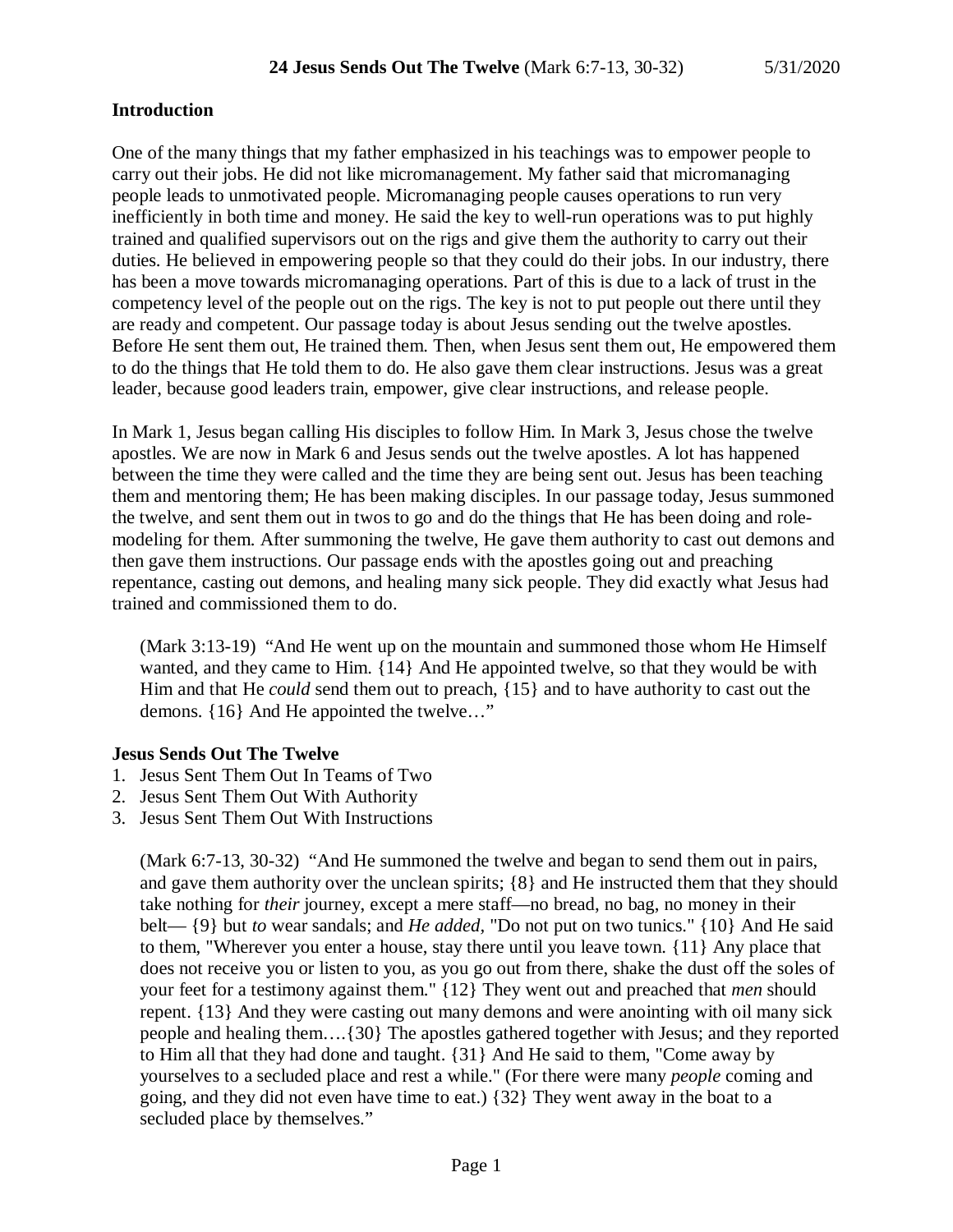**24 Jesus Sends Out The Twelve** (Mark 6:7-13, 30-32) 5/31/2020

## Introduction

One of the many things that my father emphasized in his teachings was to empower people to carry out their jobs. He did not like micromanagement. My father said that micromanaging people leads to unmotivated people. Micromanaging people causes operations to run very inefficiently in both time and money. He said the key to well-run operations was to put highly trained and qualified supervisors out on the rigs and give them the authority to carry out their duties. He believed in empowering people so that they could do their jobs. In our industry, there has been a move towards micromanaging operations. Part of this is due to a lack of trust in the competency level of the people out on the rigs. The key is not to put people out there until they are ready and competent. Our passage today is about Jesus sending out the twelve apostles. Before He sent them out, He trained them. Then, when Jesus sent them out, He empowered them to do the things that He told them to do. He also gave them clear instructions. Jesus was a great leader, because good leaders train, empower, give clear instructions, and release people.

In Mark 1, Jesus began calling His disciples to follow Him. In Mark 3, Jesus chose the twelve apostles. We are now in Mark 6 and Jesus sends out the twelve apostles. A lot has happened between the time they were called and the time they are being sent out. Jesus has been teaching them and mentoring them; He has been making disciples. In our passage today, Jesus summoned the twelve, and sent them out in twos to go and do the things that He has been doing and role-modeling for them. After summoning the twelve, He gave them authority to cast out demons and then gave them instructions. Our passage ends with the apostles going out and preaching repentance, casting out demons, and healing many sick people. They did exactly what Jesus had trained and commissioned them to do.

> (Mark 3:13-19) "And He went up on the mountain and summoned those whom He Himself wanted, and they came to Him. {14} And He appointed twelve, so that they would be with Him and that He *could* send them out to preach, {15} and to have authority to cast out the demons. {16} And He appointed the twelve…"

## Jesus Sends Out The Twelve

1. Jesus Sent Them Out In Teams of Two
2. Jesus Sent Them Out With Authority
3. Jesus Sent Them Out With Instructions

> (Mark 6:7-13, 30-32) "And He summoned the twelve and began to send them out in pairs, and gave them authority over the unclean spirits; {8} and He instructed them that they should take nothing for *their* journey, except a mere staff—no bread, no bag, no money in their belt— {9} but *to* wear sandals; and *He added*, "Do not put on two tunics." {10} And He said to them, "Wherever you enter a house, stay there until you leave town. {11} Any place that does not receive you or listen to you, as you go out from there, shake the dust off the soles of your feet for a testimony against them." {12} They went out and preached that *men* should repent. {13} And they were casting out many demons and were anointing with oil many sick people and healing them….{30} The apostles gathered together with Jesus; and they reported to Him all that they had done and taught. {31} And He said to them, "Come away by yourselves to a secluded place and rest a while." (For there were many *people* coming and going, and they did not even have time to eat.) {32} They went away in the boat to a secluded place by themselves."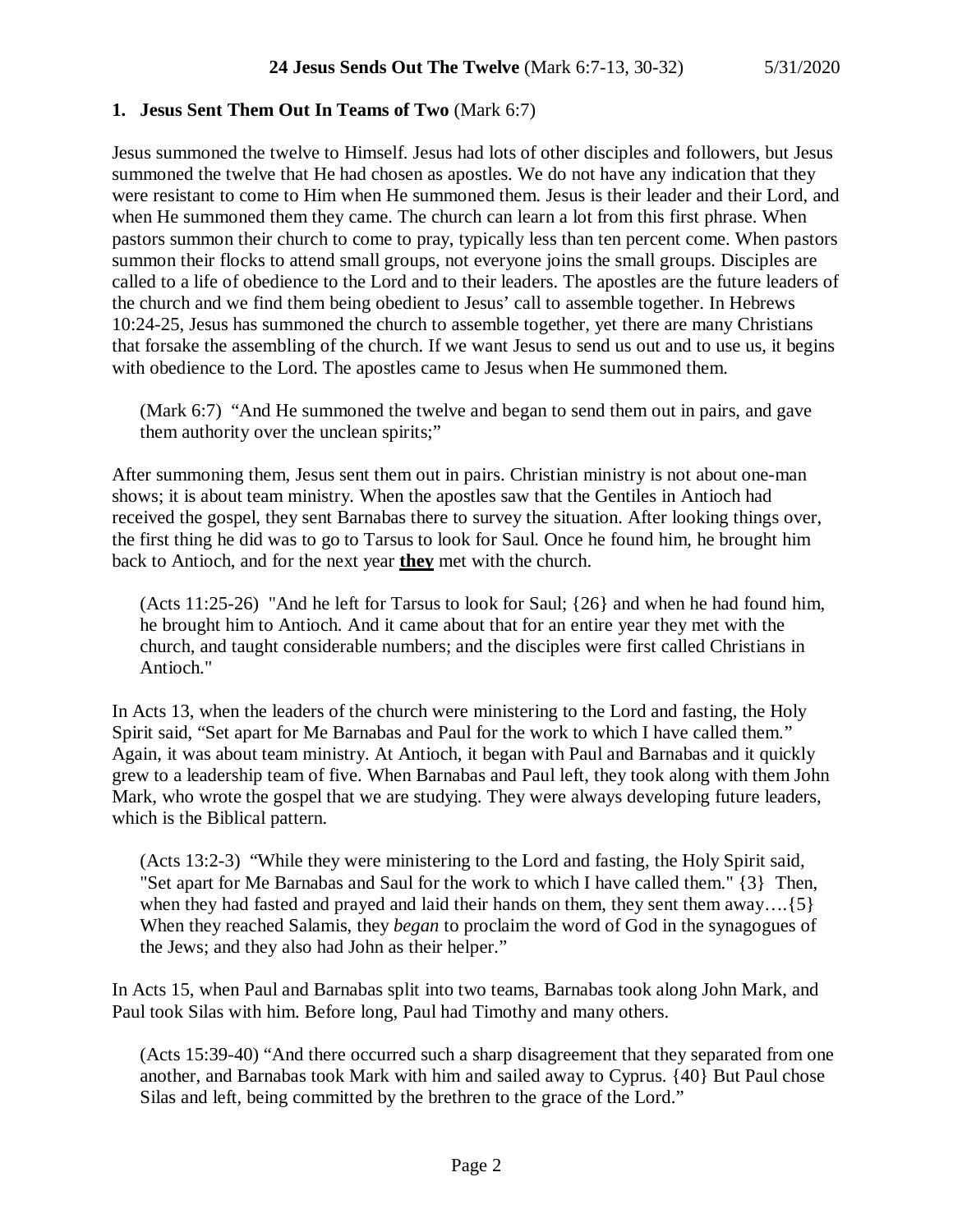**24 Jesus Sends Out The Twelve** (Mark 6:7-13, 30-32) 5/31/2020

### 1. **Jesus Sent Them Out In Teams of Two** (Mark 6:7)

Jesus summoned the twelve to Himself. Jesus had lots of other disciples and followers, but Jesus summoned the twelve that He had chosen as apostles. We do not have any indication that they were resistant to come to Him when He summoned them. Jesus is their leader and their Lord, and when He summoned them they came. The church can learn a lot from this first phrase. When pastors summon their church to come to pray, typically less than ten percent come. When pastors summon their flocks to attend small groups, not everyone joins the small groups. Disciples are called to a life of obedience to the Lord and to their leaders. The apostles are the future leaders of the church and we find them being obedient to Jesus' call to assemble together. In Hebrews 10:24-25, Jesus has summoned the church to assemble together, yet there are many Christians that forsake the assembling of the church. If we want Jesus to send us out and to use us, it begins with obedience to the Lord. The apostles came to Jesus when He summoned them.

> (Mark 6:7) "And He summoned the twelve and began to send them out in pairs, and gave them authority over the unclean spirits;"

After summoning them, Jesus sent them out in pairs. Christian ministry is not about one-man shows; it is about team ministry. When the apostles saw that the Gentiles in Antioch had received the gospel, they sent Barnabas there to survey the situation. After looking things over, the first thing he did was to go to Tarsus to look for Saul. Once he found him, he brought him back to Antioch, and for the next year <u>**they**</u> met with the church.

> (Acts 11:25-26) "And he left for Tarsus to look for Saul; {26} and when he had found him, he brought him to Antioch. And it came about that for an entire year they met with the church, and taught considerable numbers; and the disciples were first called Christians in Antioch."

In Acts 13, when the leaders of the church were ministering to the Lord and fasting, the Holy Spirit said, "Set apart for Me Barnabas and Paul for the work to which I have called them." Again, it was about team ministry. At Antioch, it began with Paul and Barnabas and it quickly grew to a leadership team of five. When Barnabas and Paul left, they took along with them John Mark, who wrote the gospel that we are studying. They were always developing future leaders, which is the Biblical pattern.

> (Acts 13:2-3) "While they were ministering to the Lord and fasting, the Holy Spirit said, "Set apart for Me Barnabas and Saul for the work to which I have called them." {3} Then, when they had fasted and prayed and laid their hands on them, they sent them away….{5} When they reached Salamis, they *began* to proclaim the word of God in the synagogues of the Jews; and they also had John as their helper."

In Acts 15, when Paul and Barnabas split into two teams, Barnabas took along John Mark, and Paul took Silas with him. Before long, Paul had Timothy and many others.

> (Acts 15:39-40) "And there occurred such a sharp disagreement that they separated from one another, and Barnabas took Mark with him and sailed away to Cyprus. {40} But Paul chose Silas and left, being committed by the brethren to the grace of the Lord."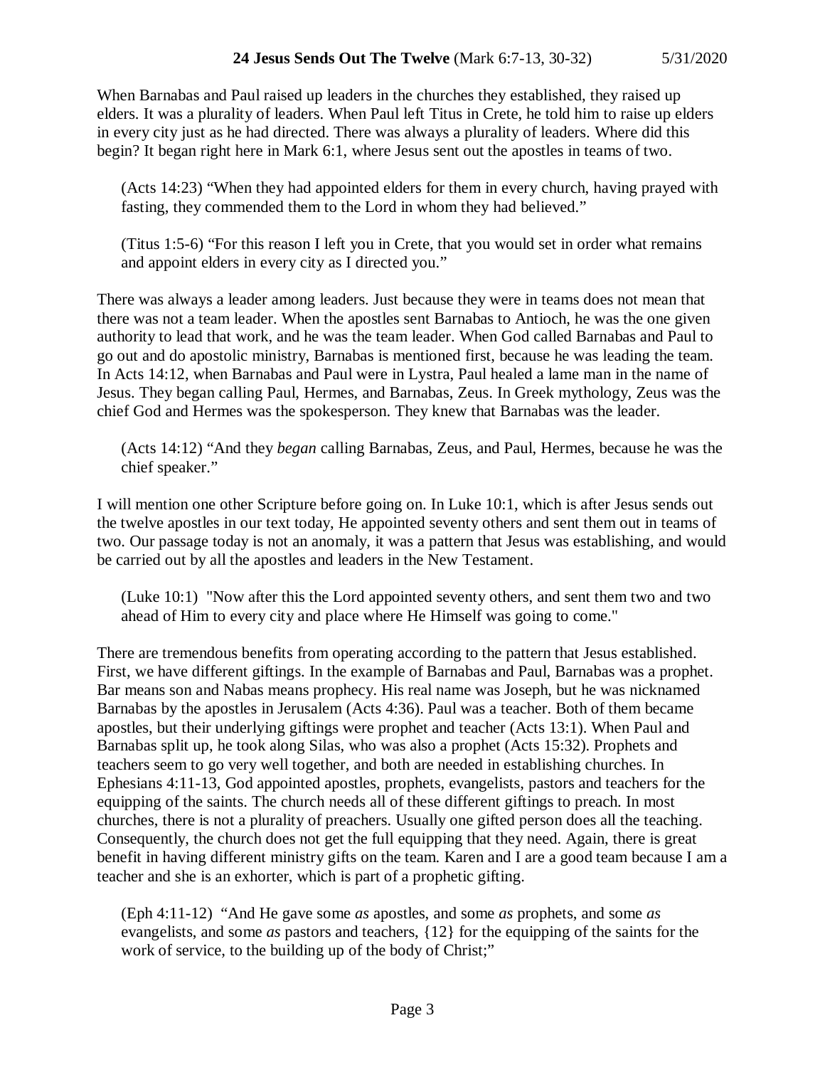When Barnabas and Paul raised up leaders in the churches they established, they raised up elders. It was a plurality of leaders. When Paul left Titus in Crete, he told him to raise up elders in every city just as he had directed. There was always a plurality of leaders. Where did this begin? It began right here in Mark 6:1, where Jesus sent out the apostles in teams of two.

> (Acts 14:23) “When they had appointed elders for them in every church, having prayed with fasting, they commended them to the Lord in whom they had believed.”

> (Titus 1:5-6) “For this reason I left you in Crete, that you would set in order what remains and appoint elders in every city as I directed you.”

There was always a leader among leaders. Just because they were in teams does not mean that there was not a team leader. When the apostles sent Barnabas to Antioch, he was the one given authority to lead that work, and he was the team leader. When God called Barnabas and Paul to go out and do apostolic ministry, Barnabas is mentioned first, because he was leading the team. In Acts 14:12, when Barnabas and Paul were in Lystra, Paul healed a lame man in the name of Jesus. They began calling Paul, Hermes, and Barnabas, Zeus. In Greek mythology, Zeus was the chief God and Hermes was the spokesperson. They knew that Barnabas was the leader.

> (Acts 14:12) “And they *began* calling Barnabas, Zeus, and Paul, Hermes, because he was the chief speaker.”

I will mention one other Scripture before going on. In Luke 10:1, which is after Jesus sends out the twelve apostles in our text today, He appointed seventy others and sent them out in teams of two. Our passage today is not an anomaly, it was a pattern that Jesus was establishing, and would be carried out by all the apostles and leaders in the New Testament.

> (Luke 10:1) "Now after this the Lord appointed seventy others, and sent them two and two ahead of Him to every city and place where He Himself was going to come."

There are tremendous benefits from operating according to the pattern that Jesus established. First, we have different giftings. In the example of Barnabas and Paul, Barnabas was a prophet. Bar means son and Nabas means prophecy. His real name was Joseph, but he was nicknamed Barnabas by the apostles in Jerusalem (Acts 4:36). Paul was a teacher. Both of them became apostles, but their underlying giftings were prophet and teacher (Acts 13:1). When Paul and Barnabas split up, he took along Silas, who was also a prophet (Acts 15:32). Prophets and teachers seem to go very well together, and both are needed in establishing churches. In Ephesians 4:11-13, God appointed apostles, prophets, evangelists, pastors and teachers for the equipping of the saints. The church needs all of these different giftings to preach. In most churches, there is not a plurality of preachers. Usually one gifted person does all the teaching. Consequently, the church does not get the full equipping that they need. Again, there is great benefit in having different ministry gifts on the team. Karen and I are a good team because I am a teacher and she is an exhorter, which is part of a prophetic gifting.

> (Eph 4:11-12) “And He gave some *as* apostles, and some *as* prophets, and some *as* evangelists, and some *as* pastors and teachers, {12} for the equipping of the saints for the work of service, to the building up of the body of Christ;”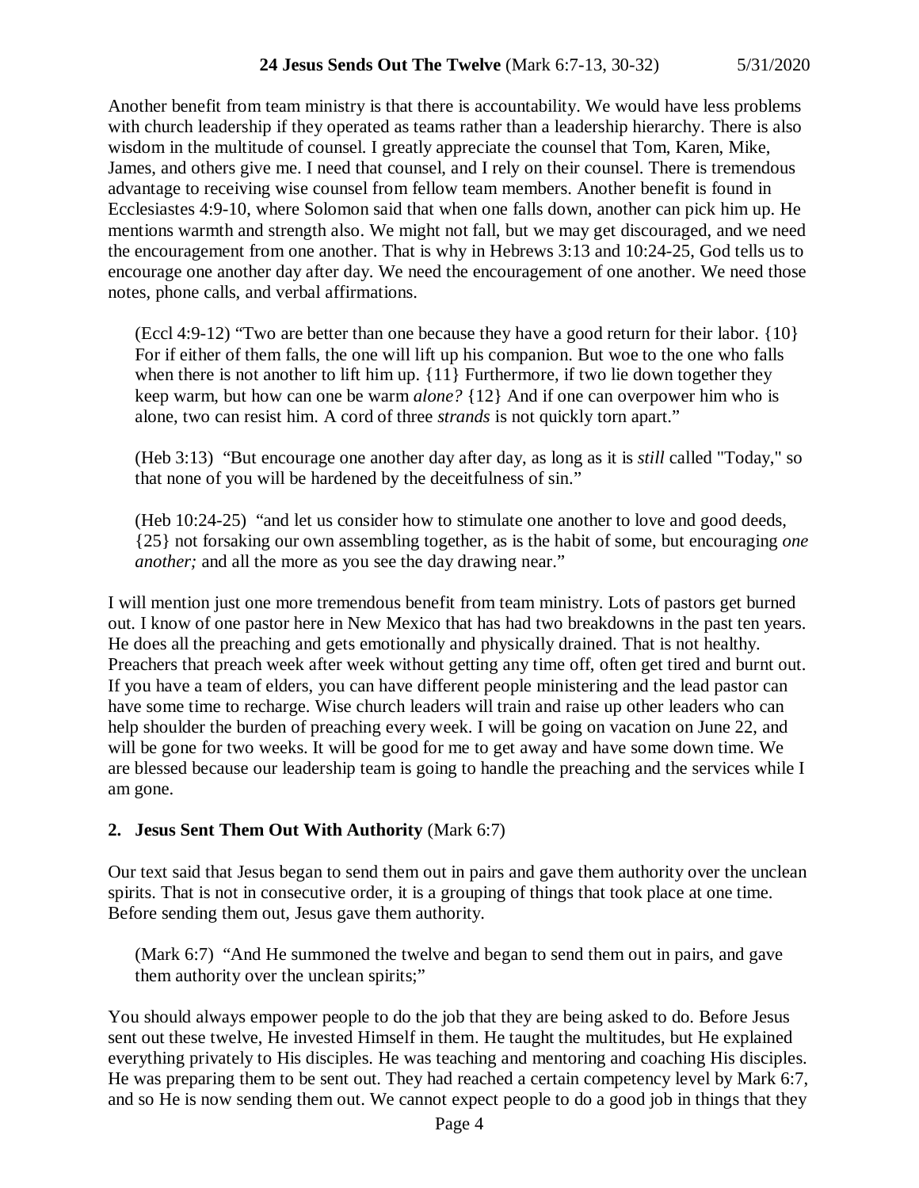Another benefit from team ministry is that there is accountability. We would have less problems with church leadership if they operated as teams rather than a leadership hierarchy. There is also wisdom in the multitude of counsel. I greatly appreciate the counsel that Tom, Karen, Mike, James, and others give me. I need that counsel, and I rely on their counsel. There is tremendous advantage to receiving wise counsel from fellow team members. Another benefit is found in Ecclesiastes 4:9-10, where Solomon said that when one falls down, another can pick him up. He mentions warmth and strength also. We might not fall, but we may get discouraged, and we need the encouragement from one another. That is why in Hebrews 3:13 and 10:24-25, God tells us to encourage one another day after day. We need the encouragement of one another. We need those notes, phone calls, and verbal affirmations.

> (Eccl 4:9-12) "Two are better than one because they have a good return for their labor. {10} For if either of them falls, the one will lift up his companion. But woe to the one who falls when there is not another to lift him up. {11} Furthermore, if two lie down together they keep warm, but how can one be warm *alone?* {12} And if one can overpower him who is alone, two can resist him. A cord of three *strands* is not quickly torn apart."

> (Heb 3:13) "But encourage one another day after day, as long as it is *still* called "Today," so that none of you will be hardened by the deceitfulness of sin."

> (Heb 10:24-25) "and let us consider how to stimulate one another to love and good deeds, {25} not forsaking our own assembling together, as is the habit of some, but encouraging *one another;* and all the more as you see the day drawing near."

I will mention just one more tremendous benefit from team ministry. Lots of pastors get burned out. I know of one pastor here in New Mexico that has had two breakdowns in the past ten years. He does all the preaching and gets emotionally and physically drained. That is not healthy. Preachers that preach week after week without getting any time off, often get tired and burnt out. If you have a team of elders, you can have different people ministering and the lead pastor can have some time to recharge. Wise church leaders will train and raise up other leaders who can help shoulder the burden of preaching every week. I will be going on vacation on June 22, and will be gone for two weeks. It will be good for me to get away and have some down time. We are blessed because our leadership team is going to handle the preaching and the services while I am gone.

### 2. **Jesus Sent Them Out With Authority** (Mark 6:7)

Our text said that Jesus began to send them out in pairs and gave them authority over the unclean spirits. That is not in consecutive order, it is a grouping of things that took place at one time. Before sending them out, Jesus gave them authority.

> (Mark 6:7) "And He summoned the twelve and began to send them out in pairs, and gave them authority over the unclean spirits;"

You should always empower people to do the job that they are being asked to do. Before Jesus sent out these twelve, He invested Himself in them. He taught the multitudes, but He explained everything privately to His disciples. He was teaching and mentoring and coaching His disciples. He was preparing them to be sent out. They had reached a certain competency level by Mark 6:7, and so He is now sending them out. We cannot expect people to do a good job in things that they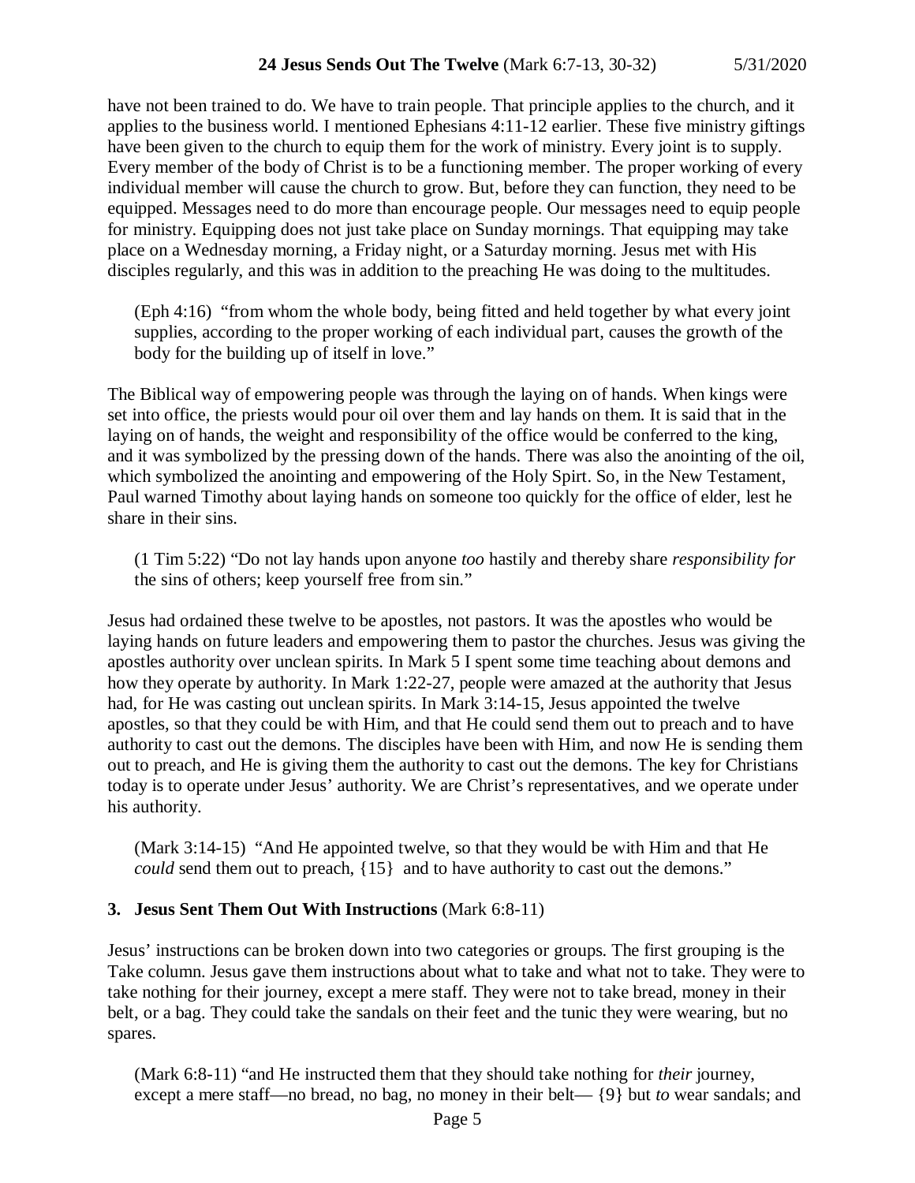have not been trained to do. We have to train people. That principle applies to the church, and it applies to the business world. I mentioned Ephesians 4:11-12 earlier. These five ministry giftings have been given to the church to equip them for the work of ministry. Every joint is to supply. Every member of the body of Christ is to be a functioning member. The proper working of every individual member will cause the church to grow. But, before they can function, they need to be equipped. Messages need to do more than encourage people. Our messages need to equip people for ministry. Equipping does not just take place on Sunday mornings. That equipping may take place on a Wednesday morning, a Friday night, or a Saturday morning. Jesus met with His disciples regularly, and this was in addition to the preaching He was doing to the multitudes.

> (Eph 4:16) "from whom the whole body, being fitted and held together by what every joint supplies, according to the proper working of each individual part, causes the growth of the body for the building up of itself in love."

The Biblical way of empowering people was through the laying on of hands. When kings were set into office, the priests would pour oil over them and lay hands on them. It is said that in the laying on of hands, the weight and responsibility of the office would be conferred to the king, and it was symbolized by the pressing down of the hands. There was also the anointing of the oil, which symbolized the anointing and empowering of the Holy Spirt. So, in the New Testament, Paul warned Timothy about laying hands on someone too quickly for the office of elder, lest he share in their sins.

> (1 Tim 5:22) "Do not lay hands upon anyone *too* hastily and thereby share *responsibility for* the sins of others; keep yourself free from sin."

Jesus had ordained these twelve to be apostles, not pastors. It was the apostles who would be laying hands on future leaders and empowering them to pastor the churches. Jesus was giving the apostles authority over unclean spirits. In Mark 5 I spent some time teaching about demons and how they operate by authority. In Mark 1:22-27, people were amazed at the authority that Jesus had, for He was casting out unclean spirits. In Mark 3:14-15, Jesus appointed the twelve apostles, so that they could be with Him, and that He could send them out to preach and to have authority to cast out the demons. The disciples have been with Him, and now He is sending them out to preach, and He is giving them the authority to cast out the demons. The key for Christians today is to operate under Jesus' authority. We are Christ's representatives, and we operate under his authority.

> (Mark 3:14-15) "And He appointed twelve, so that they would be with Him and that He *could* send them out to preach, {15} and to have authority to cast out the demons."

### 3. Jesus Sent Them Out With Instructions (Mark 6:8-11)

Jesus' instructions can be broken down into two categories or groups. The first grouping is the Take column. Jesus gave them instructions about what to take and what not to take. They were to take nothing for their journey, except a mere staff. They were not to take bread, money in their belt, or a bag. They could take the sandals on their feet and the tunic they were wearing, but no spares.

> (Mark 6:8-11) "and He instructed them that they should take nothing for *their* journey, except a mere staff—no bread, no bag, no money in their belt— {9} but *to* wear sandals; and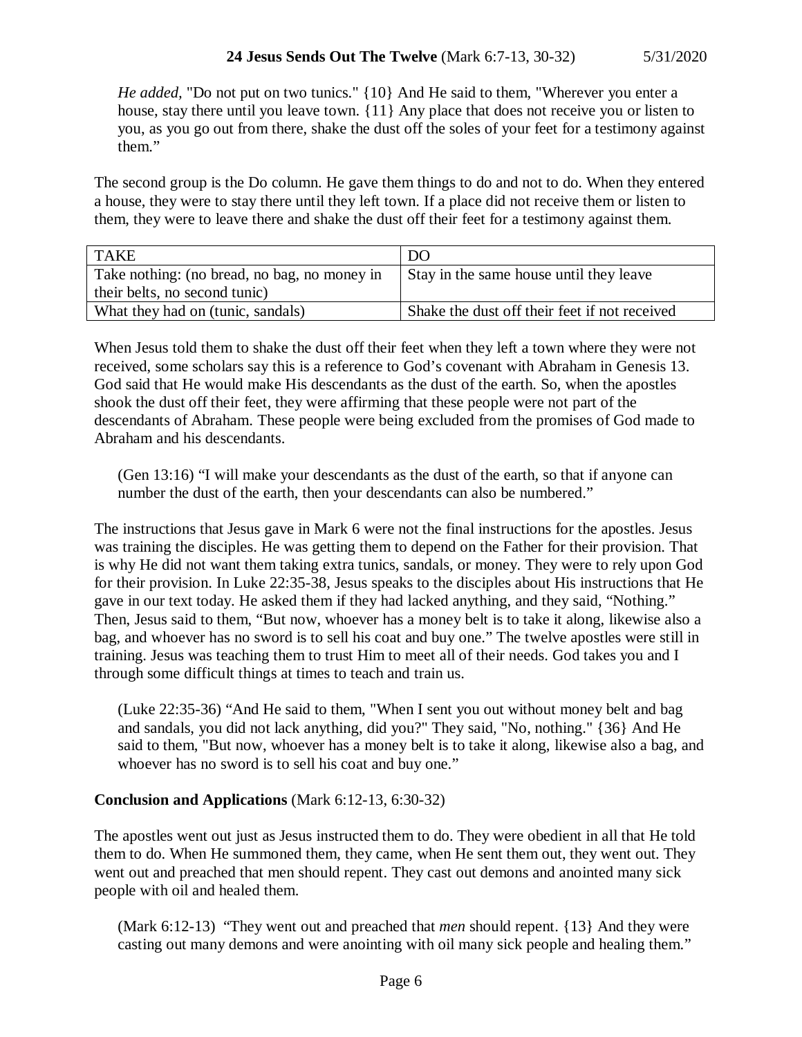*He added,* "Do not put on two tunics." {10} And He said to them, "Wherever you enter a house, stay there until you leave town. {11} Any place that does not receive you or listen to you, as you go out from there, shake the dust off the soles of your feet for a testimony against them."

The second group is the Do column. He gave them things to do and not to do. When they entered a house, they were to stay there until they left town. If a place did not receive them or listen to them, they were to leave there and shake the dust off their feet for a testimony against them.

| TAKE | DO |
|---|---|
| Take nothing: (no bread, no bag, no money in their belts, no second tunic) | Stay in the same house until they leave |
| What they had on (tunic, sandals) | Shake the dust off their feet if not received |

When Jesus told them to shake the dust off their feet when they left a town where they were not received, some scholars say this is a reference to God's covenant with Abraham in Genesis 13. God said that He would make His descendants as the dust of the earth. So, when the apostles shook the dust off their feet, they were affirming that these people were not part of the descendants of Abraham. These people were being excluded from the promises of God made to Abraham and his descendants.

(Gen 13:16) "I will make your descendants as the dust of the earth, so that if anyone can number the dust of the earth, then your descendants can also be numbered."

The instructions that Jesus gave in Mark 6 were not the final instructions for the apostles. Jesus was training the disciples. He was getting them to depend on the Father for their provision. That is why He did not want them taking extra tunics, sandals, or money. They were to rely upon God for their provision. In Luke 22:35-38, Jesus speaks to the disciples about His instructions that He gave in our text today. He asked them if they had lacked anything, and they said, "Nothing." Then, Jesus said to them, "But now, whoever has a money belt is to take it along, likewise also a bag, and whoever has no sword is to sell his coat and buy one." The twelve apostles were still in training. Jesus was teaching them to trust Him to meet all of their needs. God takes you and I through some difficult things at times to teach and train us.

(Luke 22:35-36) "And He said to them, "When I sent you out without money belt and bag and sandals, you did not lack anything, did you?" They said, "No, nothing." {36} And He said to them, "But now, whoever has a money belt is to take it along, likewise also a bag, and whoever has no sword is to sell his coat and buy one."

**Conclusion and Applications** (Mark 6:12-13, 6:30-32)

The apostles went out just as Jesus instructed them to do. They were obedient in all that He told them to do. When He summoned them, they came, when He sent them out, they went out. They went out and preached that men should repent. They cast out demons and anointed many sick people with oil and healed them.

(Mark 6:12-13) "They went out and preached that *men* should repent. {13} And they were casting out many demons and were anointing with oil many sick people and healing them."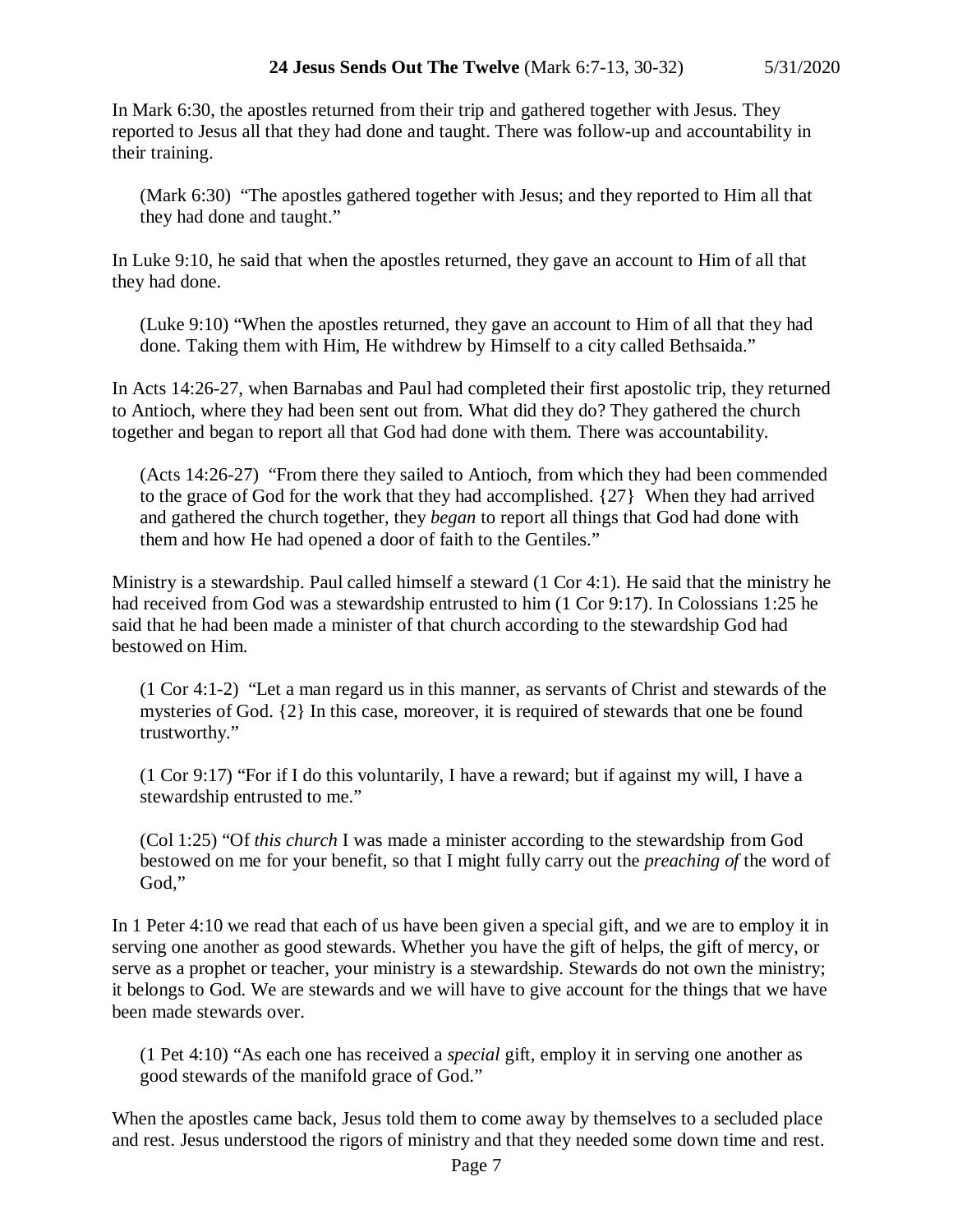In Mark 6:30, the apostles returned from their trip and gathered together with Jesus. They reported to Jesus all that they had done and taught. There was follow-up and accountability in their training.

> (Mark 6:30) "The apostles gathered together with Jesus; and they reported to Him all that they had done and taught."

In Luke 9:10, he said that when the apostles returned, they gave an account to Him of all that they had done.

> (Luke 9:10) "When the apostles returned, they gave an account to Him of all that they had done. Taking them with Him, He withdrew by Himself to a city called Bethsaida."

In Acts 14:26-27, when Barnabas and Paul had completed their first apostolic trip, they returned to Antioch, where they had been sent out from. What did they do? They gathered the church together and began to report all that God had done with them. There was accountability.

> (Acts 14:26-27) "From there they sailed to Antioch, from which they had been commended to the grace of God for the work that they had accomplished. {27} When they had arrived and gathered the church together, they *began* to report all things that God had done with them and how He had opened a door of faith to the Gentiles."

Ministry is a stewardship. Paul called himself a steward (1 Cor 4:1). He said that the ministry he had received from God was a stewardship entrusted to him (1 Cor 9:17). In Colossians 1:25 he said that he had been made a minister of that church according to the stewardship God had bestowed on Him.

> (1 Cor 4:1-2) "Let a man regard us in this manner, as servants of Christ and stewards of the mysteries of God. {2} In this case, moreover, it is required of stewards that one be found trustworthy."

> (1 Cor 9:17) "For if I do this voluntarily, I have a reward; but if against my will, I have a stewardship entrusted to me."

> (Col 1:25) "Of *this church* I was made a minister according to the stewardship from God bestowed on me for your benefit, so that I might fully carry out the *preaching of* the word of God,"

In 1 Peter 4:10 we read that each of us have been given a special gift, and we are to employ it in serving one another as good stewards. Whether you have the gift of helps, the gift of mercy, or serve as a prophet or teacher, your ministry is a stewardship. Stewards do not own the ministry; it belongs to God. We are stewards and we will have to give account for the things that we have been made stewards over.

> (1 Pet 4:10) "As each one has received a *special* gift, employ it in serving one another as good stewards of the manifold grace of God."

When the apostles came back, Jesus told them to come away by themselves to a secluded place and rest. Jesus understood the rigors of ministry and that they needed some down time and rest.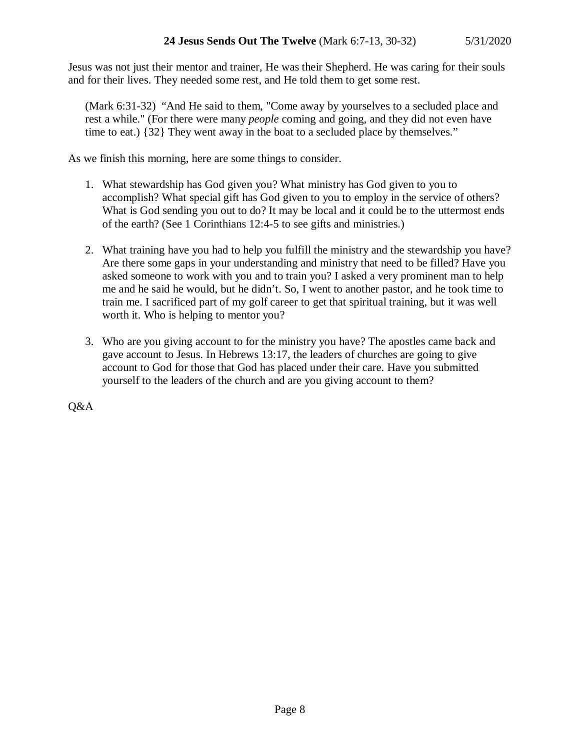Jesus was not just their mentor and trainer, He was their Shepherd. He was caring for their souls and for their lives. They needed some rest, and He told them to get some rest.

> (Mark 6:31-32) "And He said to them, "Come away by yourselves to a secluded place and rest a while." (For there were many *people* coming and going, and they did not even have time to eat.) {32} They went away in the boat to a secluded place by themselves."

As we finish this morning, here are some things to consider.

1. What stewardship has God given you? What ministry has God given to you to accomplish? What special gift has God given to you to employ in the service of others? What is God sending you out to do? It may be local and it could be to the uttermost ends of the earth? (See 1 Corinthians 12:4-5 to see gifts and ministries.)

2. What training have you had to help you fulfill the ministry and the stewardship you have? Are there some gaps in your understanding and ministry that need to be filled? Have you asked someone to work with you and to train you? I asked a very prominent man to help me and he said he would, but he didn't. So, I went to another pastor, and he took time to train me. I sacrificed part of my golf career to get that spiritual training, but it was well worth it. Who is helping to mentor you?

3. Who are you giving account to for the ministry you have? The apostles came back and gave account to Jesus. In Hebrews 13:17, the leaders of churches are going to give account to God for those that God has placed under their care. Have you submitted yourself to the leaders of the church and are you giving account to them?

Q&A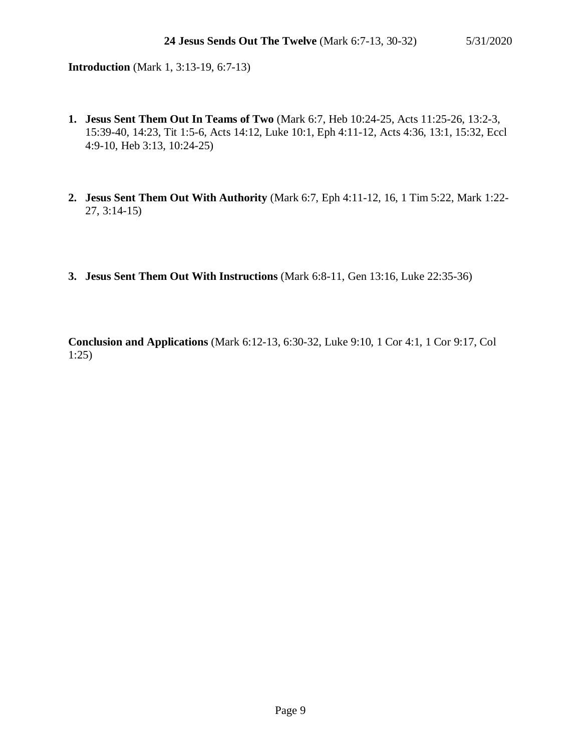**24 Jesus Sends Out The Twelve** (Mark 6:7-13, 30-32) 5/31/2020

**Introduction** (Mark 1, 3:13-19, 6:7-13)

1. **Jesus Sent Them Out In Teams of Two** (Mark 6:7, Heb 10:24-25, Acts 11:25-26, 13:2-3, 15:39-40, 14:23, Tit 1:5-6, Acts 14:12, Luke 10:1, Eph 4:11-12, Acts 4:36, 13:1, 15:32, Eccl 4:9-10, Heb 3:13, 10:24-25)

2. **Jesus Sent Them Out With Authority** (Mark 6:7, Eph 4:11-12, 16, 1 Tim 5:22, Mark 1:22-27, 3:14-15)

3. **Jesus Sent Them Out With Instructions** (Mark 6:8-11, Gen 13:16, Luke 22:35-36)

**Conclusion and Applications** (Mark 6:12-13, 6:30-32, Luke 9:10, 1 Cor 4:1, 1 Cor 9:17, Col 1:25)